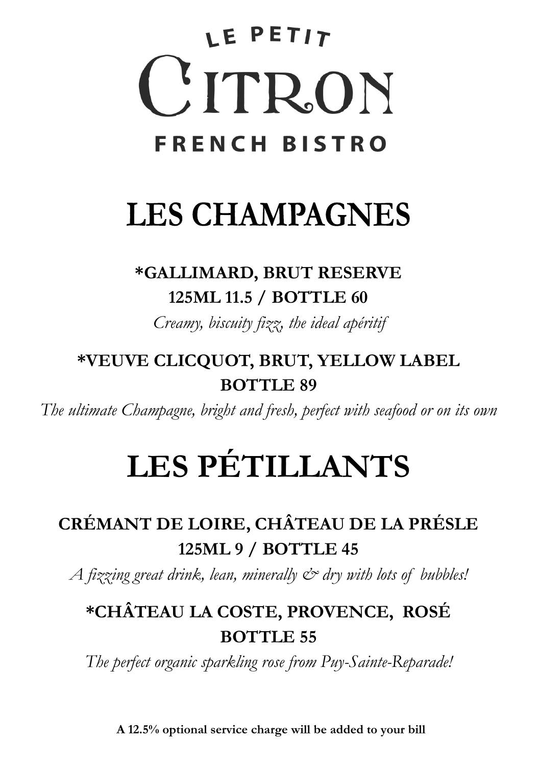# LE PETIT CITRON

### FRENCH BISTRO

## LES CHAMPAGNES

**\*GALLIMARD, BRUT RESERVE**
**125ML 11.5 / BOTTLE 60**

*Creamy, biscuity fizz, the ideal apéritif*

**\*VEUVE CLICQUOT, BRUT, YELLOW LABEL**
**BOTTLE 89**

*The ultimate Champagne, bright and fresh, perfect with seafood or on its own*

## LES PÉTILLANTS

**CRÉMANT DE LOIRE, CHÂTEAU DE LA PRÉSLE**
**125ML 9 / BOTTLE 45**

*A fizzing great drink, lean, minerally & dry with lots of bubbles!*

**\*CHÂTEAU LA COSTE, PROVENCE, ROSÉ**
**BOTTLE 55**

*The perfect organic sparkling rose from Puy-Sainte-Reparade!*

**A 12.5% optional service charge will be added to your bill**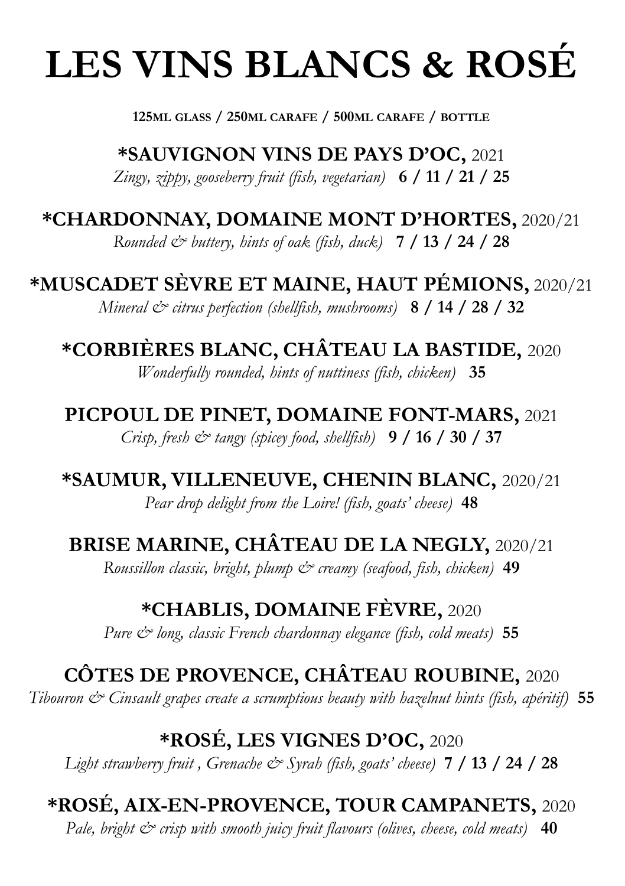# LES VINS BLANCS & ROSÉ

**125ML GLASS / 250ML CARAFE / 500ML CARAFE / BOTTLE**

**\*SAUVIGNON VINS DE PAYS D'OC,** 2021
*Zingy, zippy, gooseberry fruit (fish, vegetarian)* **6 / 11 / 21 / 25**

**\*CHARDONNAY, DOMAINE MONT D'HORTES,** 2020/21
*Rounded & buttery, hints of oak (fish, duck)* **7 / 13 / 24 / 28**

**\*MUSCADET SÈVRE ET MAINE, HAUT PÉMIONS,** 2020/21
*Mineral & citrus perfection (shellfish, mushrooms)* **8 / 14 / 28 / 32**

**\*CORBIÈRES BLANC, CHÂTEAU LA BASTIDE,** 2020
*Wonderfully rounded, hints of nuttiness (fish, chicken)* **35**

**PICPOUL DE PINET, DOMAINE FONT-MARS,** 2021
*Crisp, fresh & tangy (spicey food, shellfish)* **9 / 16 / 30 / 37**

**\*SAUMUR, VILLENEUVE, CHENIN BLANC,** 2020/21
*Pear drop delight from the Loire! (fish, goats' cheese)* **48**

**BRISE MARINE, CHÂTEAU DE LA NEGLY,** 2020/21
*Roussillon classic, bright, plump & creamy (seafood, fish, chicken)* **49**

**\*CHABLIS, DOMAINE FÈVRE,** 2020
*Pure & long, classic French chardonnay elegance (fish, cold meats)* **55**

**CÔTES DE PROVENCE, CHÂTEAU ROUBINE,** 2020
*Tibouron & Cinsault grapes create a scrumptious beauty with hazelnut hints (fish, apéritif)* **55**

**\*ROSÉ, LES VIGNES D'OC,** 2020
*Light strawberry fruit , Grenache & Syrah (fish, goats' cheese)* **7 / 13 / 24 / 28**

**\*ROSÉ, AIX-EN-PROVENCE, TOUR CAMPANETS,** 2020
*Pale, bright & crisp with smooth juicy fruit flavours (olives, cheese, cold meats)* **40**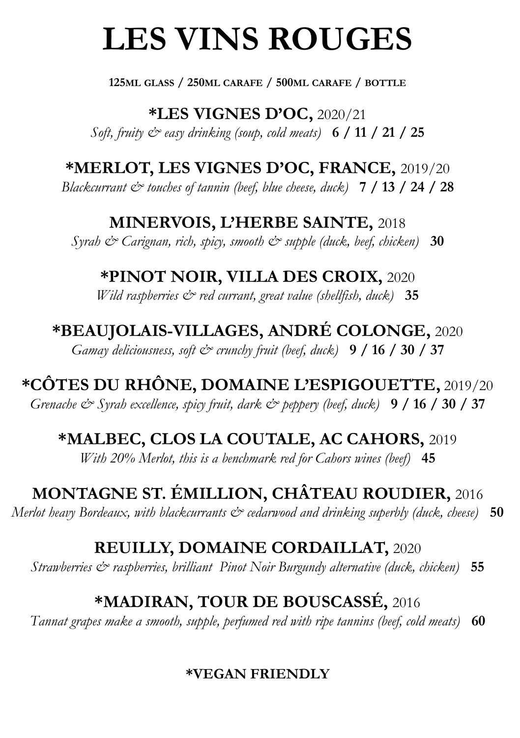# LES VINS ROUGES

**125ML GLASS / 250ML CARAFE / 500ML CARAFE / BOTTLE**

**\*LES VIGNES D'OC,** 2020/21
*Soft, fruity & easy drinking (soup, cold meats)* **6 / 11 / 21 / 25**

**\*MERLOT, LES VIGNES D'OC, FRANCE,** 2019/20
*Blackcurrant & touches of tannin (beef, blue cheese, duck)* **7 / 13 / 24 / 28**

**MINERVOIS, L'HERBE SAINTE,** 2018
*Syrah & Carignan, rich, spicy, smooth & supple (duck, beef, chicken)* **30**

**\*PINOT NOIR, VILLA DES CROIX,** 2020
*Wild raspberries & red currant, great value (shellfish, duck)* **35**

**\*BEAUJOLAIS-VILLAGES, ANDRÉ COLONGE,** 2020
*Gamay deliciousness, soft & crunchy fruit (beef, duck)* **9 / 16 / 30 / 37**

**\*CÔTES DU RHÔNE, DOMAINE L'ESPIGOUETTE,** 2019/20
*Grenache & Syrah excellence, spicy fruit, dark & peppery (beef, duck)* **9 / 16 / 30 / 37**

**\*MALBEC, CLOS LA COUTALE, AC CAHORS,** 2019
*With 20% Merlot, this is a benchmark red for Cahors wines (beef)* **45**

**MONTAGNE ST. ÉMILLION, CHÂTEAU ROUDIER,** 2016
*Merlot heavy Bordeaux, with blackcurrants & cedarwood and drinking superbly (duck, cheese)* **50**

**REUILLY, DOMAINE CORDAILLAT,** 2020
*Strawberries & raspberries, brilliant Pinot Noir Burgundy alternative (duck, chicken)* **55**

**\*MADIRAN, TOUR DE BOUSCASSÉ,** 2016
*Tannat grapes make a smooth, supple, perfumed red with ripe tannins (beef, cold meats)* **60**

**\*VEGAN FRIENDLY**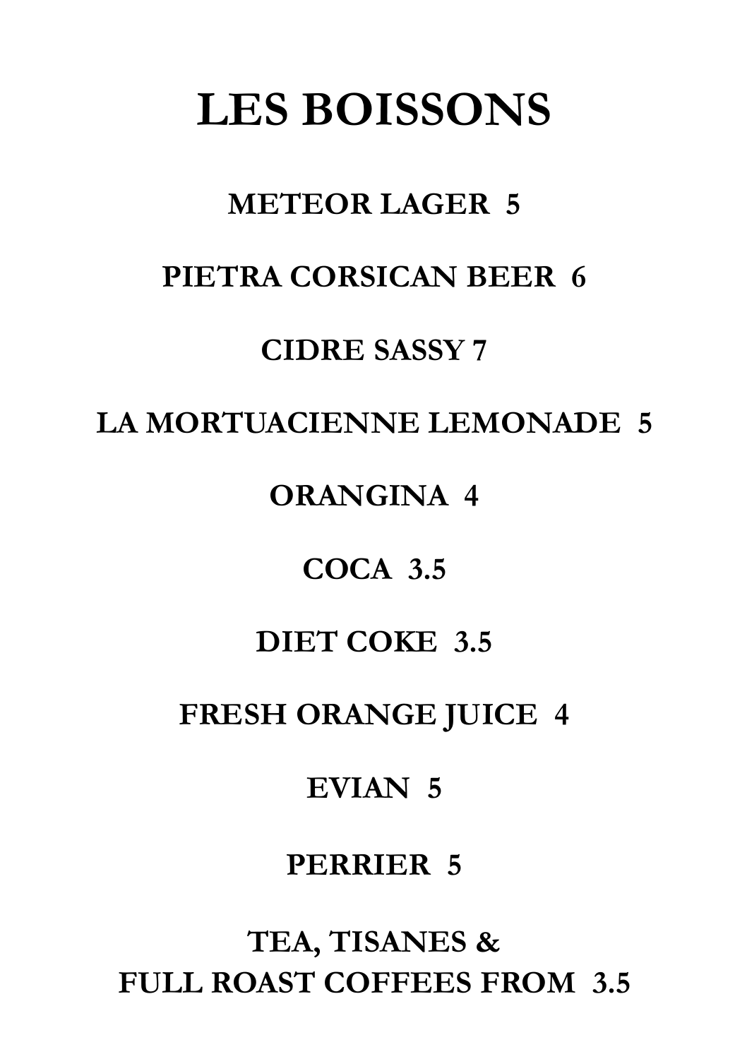# LES BOISSONS

**METEOR LAGER 5**

**PIETRA CORSICAN BEER 6**

**CIDRE SASSY 7**

**LA MORTUACIENNE LEMONADE 5**

**ORANGINA 4**

**COCA 3.5**

**DIET COKE 3.5**

**FRESH ORANGE JUICE 4**

**EVIAN 5**

**PERRIER 5**

**TEA, TISANES &**
**FULL ROAST COFFEES FROM 3.5**